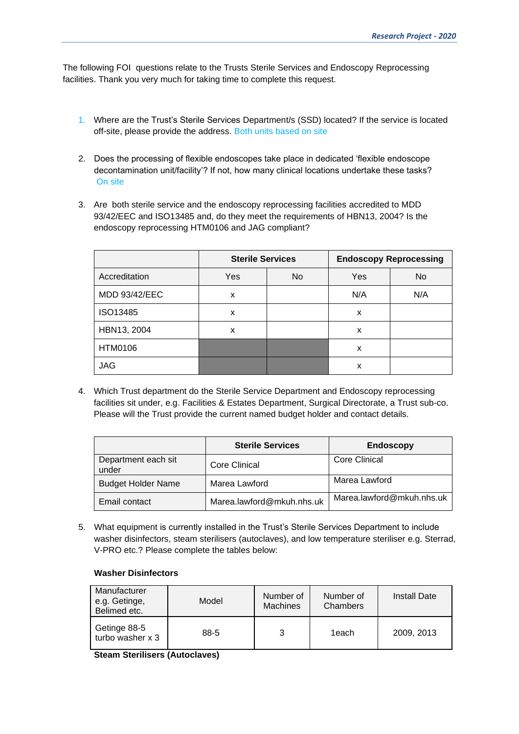The following FOI questions relate to the Trusts Sterile Services and Endoscopy Reprocessing facilities. Thank you very much for taking time to complete this request.

1. Where are the Trust's Sterile Services Department/s (SSD) located? If the service is located off-site, please provide the address. Both units based on site

2. Does the processing of flexible endoscopes take place in dedicated 'flexible endoscope decontamination unit/facility'? If not, how many clinical locations undertake these tasks? On site

3. Are both sterile service and the endoscopy reprocessing facilities accredited to MDD 93/42/EEC and ISO13485 and, do they meet the requirements of HBN13, 2004? Is the endoscopy reprocessing HTM0106 and JAG compliant?

| | Sterile Services | | Endoscopy Reprocessing | |
|---|---|---|---|---|
| Accreditation | Yes | No | Yes | No |
| MDD 93/42/EEC | x | | N/A | N/A |
| ISO13485 | x | | x | |
| HBN13, 2004 | x | | x | |
| HTM0106 | | | x | |
| JAG | | | x | |

4. Which Trust department do the Sterile Service Department and Endoscopy reprocessing facilities sit under, e.g. Facilities & Estates Department, Surgical Directorate, a Trust sub-co. Please will the Trust provide the current named budget holder and contact details.

| | Sterile Services | Endoscopy |
|---|---|---|
| Department each sit under | Core Clinical | Core Clinical |
| Budget Holder Name | Marea Lawford | Marea Lawford |
| Email contact | Marea.lawford@mkuh.nhs.uk | Marea.lawford@mkuh.nhs.uk |

5. What equipment is currently installed in the Trust's Sterile Services Department to include washer disinfectors, steam sterilisers (autoclaves), and low temperature steriliser e.g. Sterrad, V-PRO etc.? Please complete the tables below:

**Washer Disinfectors**

| Manufacturer e.g. Getinge, Belimed etc. | Model | Number of Machines | Number of Chambers | Install Date |
|---|---|---|---|---|
| Getinge 88-5 turbo washer x 3 | 88-5 | 3 | 1each | 2009, 2013 |

**Steam Sterilisers (Autoclaves)**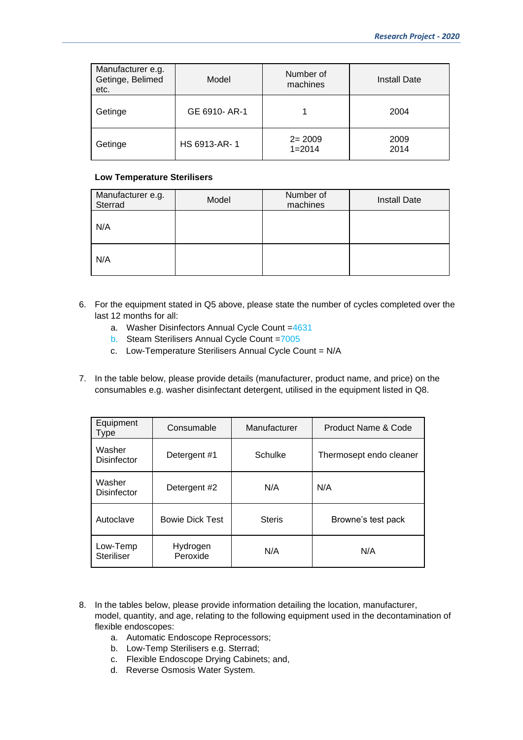| Manufacturer e.g. Getinge, Belimed etc. | Model | Number of machines | Install Date |
|---|---|---|---|
| Getinge | GE 6910- AR-1 | 1 | 2004 |
| Getinge | HS 6913-AR- 1 | 2= 2009<br>1=2014 | 2009<br>2014 |

**Low Temperature Sterilisers**

| Manufacturer e.g. Sterrad | Model | Number of machines | Install Date |
|---|---|---|---|
| N/A | | | |
| N/A | | | |

6. For the equipment stated in Q5 above, please state the number of cycles completed over the last 12 months for all:
   a. Washer Disinfectors Annual Cycle Count =4631
   b. Steam Sterilisers Annual Cycle Count =7005
   c. Low-Temperature Sterilisers Annual Cycle Count = N/A

7. In the table below, please provide details (manufacturer, product name, and price) on the consumables e.g. washer disinfectant detergent, utilised in the equipment listed in Q8.

| Equipment Type | Consumable | Manufacturer | Product Name & Code |
|---|---|---|---|
| Washer Disinfector | Detergent #1 | Schulke | Thermosept endo cleaner |
| Washer Disinfector | Detergent #2 | N/A | N/A |
| Autoclave | Bowie Dick Test | Steris | Browne's test pack |
| Low-Temp Steriliser | Hydrogen Peroxide | N/A | N/A |

8. In the tables below, please provide information detailing the location, manufacturer, model, quantity, and age, relating to the following equipment used in the decontamination of flexible endoscopes:
   a. Automatic Endoscope Reprocessors;
   b. Low-Temp Sterilisers e.g. Sterrad;
   c. Flexible Endoscope Drying Cabinets; and,
   d. Reverse Osmosis Water System.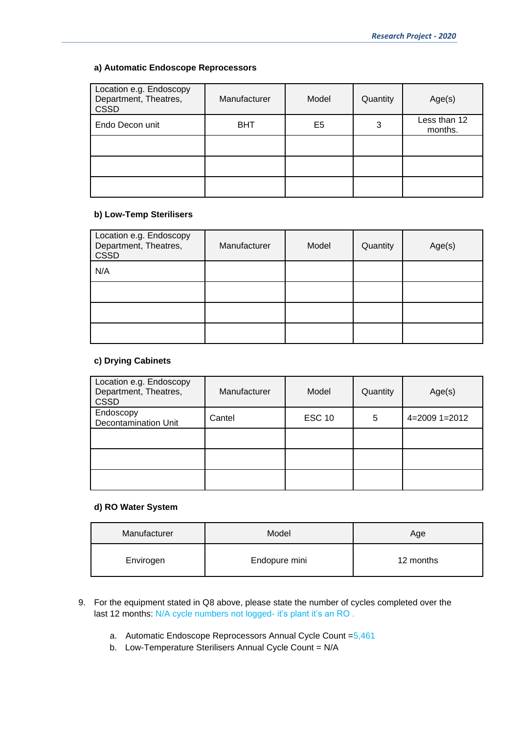#### a) Automatic Endoscope Reprocessors

| Location e.g. Endoscopy Department, Theatres, CSSD | Manufacturer | Model | Quantity | Age(s) |
|---|---|---|---|---|
| Endo Decon unit | BHT | E5 | 3 | Less than 12 months. |
| | | | | |
| | | | | |
| | | | | |

#### b) Low-Temp Sterilisers

| Location e.g. Endoscopy Department, Theatres, CSSD | Manufacturer | Model | Quantity | Age(s) |
|---|---|---|---|---|
| N/A | | | | |
| | | | | |
| | | | | |
| | | | | |

#### c) Drying Cabinets

| Location e.g. Endoscopy Department, Theatres, CSSD | Manufacturer | Model | Quantity | Age(s) |
|---|---|---|---|---|
| Endoscopy Decontamination Unit | Cantel | ESC 10 | 5 | 4=2009 1=2012 |
| | | | | |
| | | | | |
| | | | | |

#### d) RO Water System

| Manufacturer | Model | Age |
|---|---|---|
| Envirogen | Endopure mini | 12 months |

9. For the equipment stated in Q8 above, please state the number of cycles completed over the last 12 months: N/A cycle numbers not logged- it's plant it's an RO .

   a. Automatic Endoscope Reprocessors Annual Cycle Count =5,461
   b. Low-Temperature Sterilisers Annual Cycle Count = N/A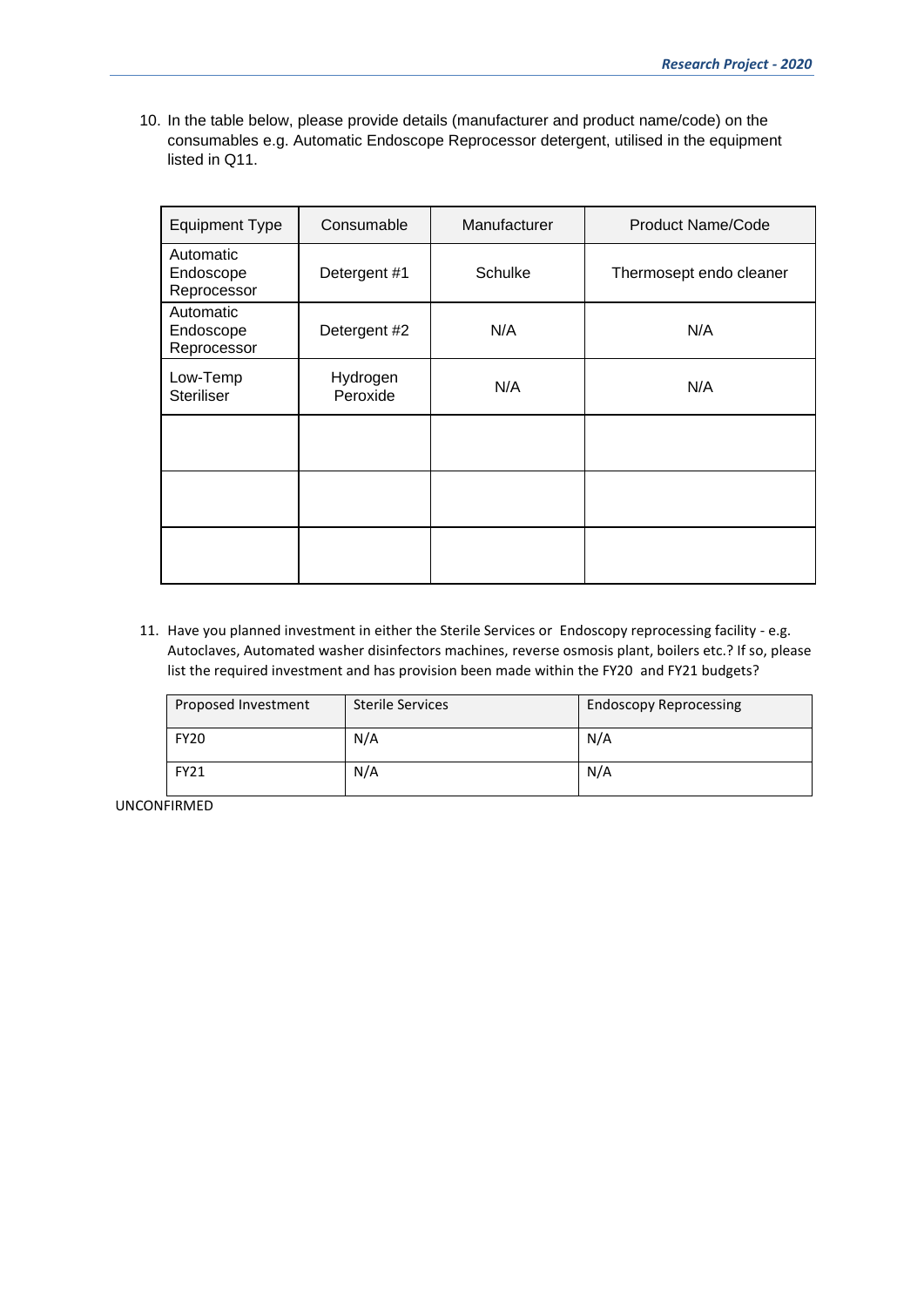10. In the table below, please provide details (manufacturer and product name/code) on the consumables e.g. Automatic Endoscope Reprocessor detergent, utilised in the equipment listed in Q11.

| Equipment Type | Consumable | Manufacturer | Product Name/Code |
| --- | --- | --- | --- |
| Automatic Endoscope Reprocessor | Detergent #1 | Schulke | Thermosept endo cleaner |
| Automatic Endoscope Reprocessor | Detergent #2 | N/A | N/A |
| Low-Temp Steriliser | Hydrogen Peroxide | N/A | N/A |
| | | | |
| | | | |
| | | | |

11. Have you planned investment in either the Sterile Services or Endoscopy reprocessing facility - e.g. Autoclaves, Automated washer disinfectors machines, reverse osmosis plant, boilers etc.? If so, please list the required investment and has provision been made within the FY20 and FY21 budgets?

| Proposed Investment | Sterile Services | Endoscopy Reprocessing |
| --- | --- | --- |
| FY20 | N/A | N/A |
| FY21 | N/A | N/A |

UNCONFIRMED